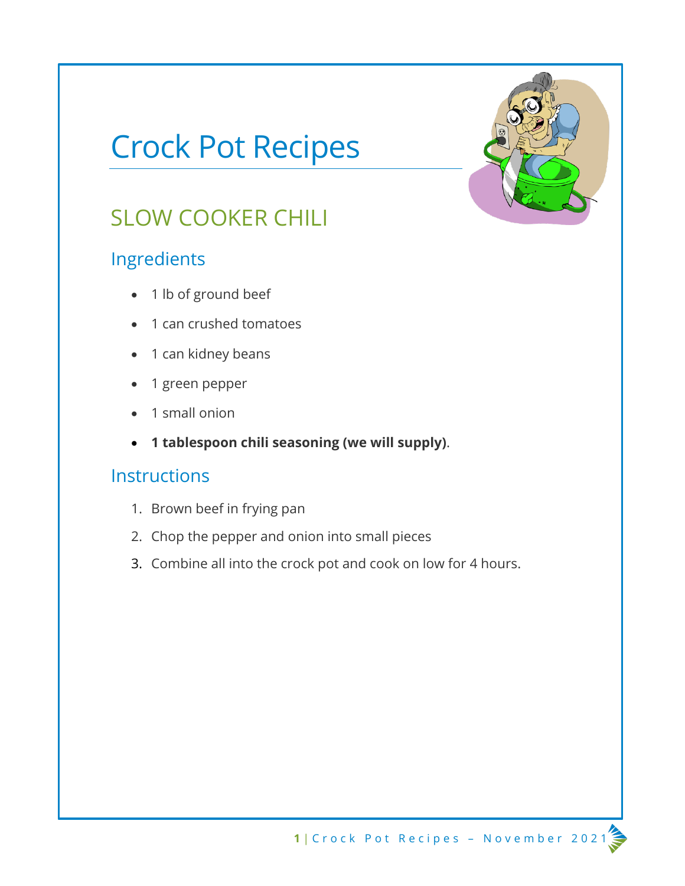# Crock Pot Recipes

## SLOW COOKER CHILI

### Ingredients

- 1 lb of ground beef
- 1 can crushed tomatoes
- 1 can kidney beans
- 1 green pepper
- 1 small onion
- **1 tablespoon chili seasoning (we will supply)**.

### Instructions

1. Brown beef in frying pan
2. Chop the pepper and onion into small pieces
3. Combine all into the crock pot and cook on low for 4 hours.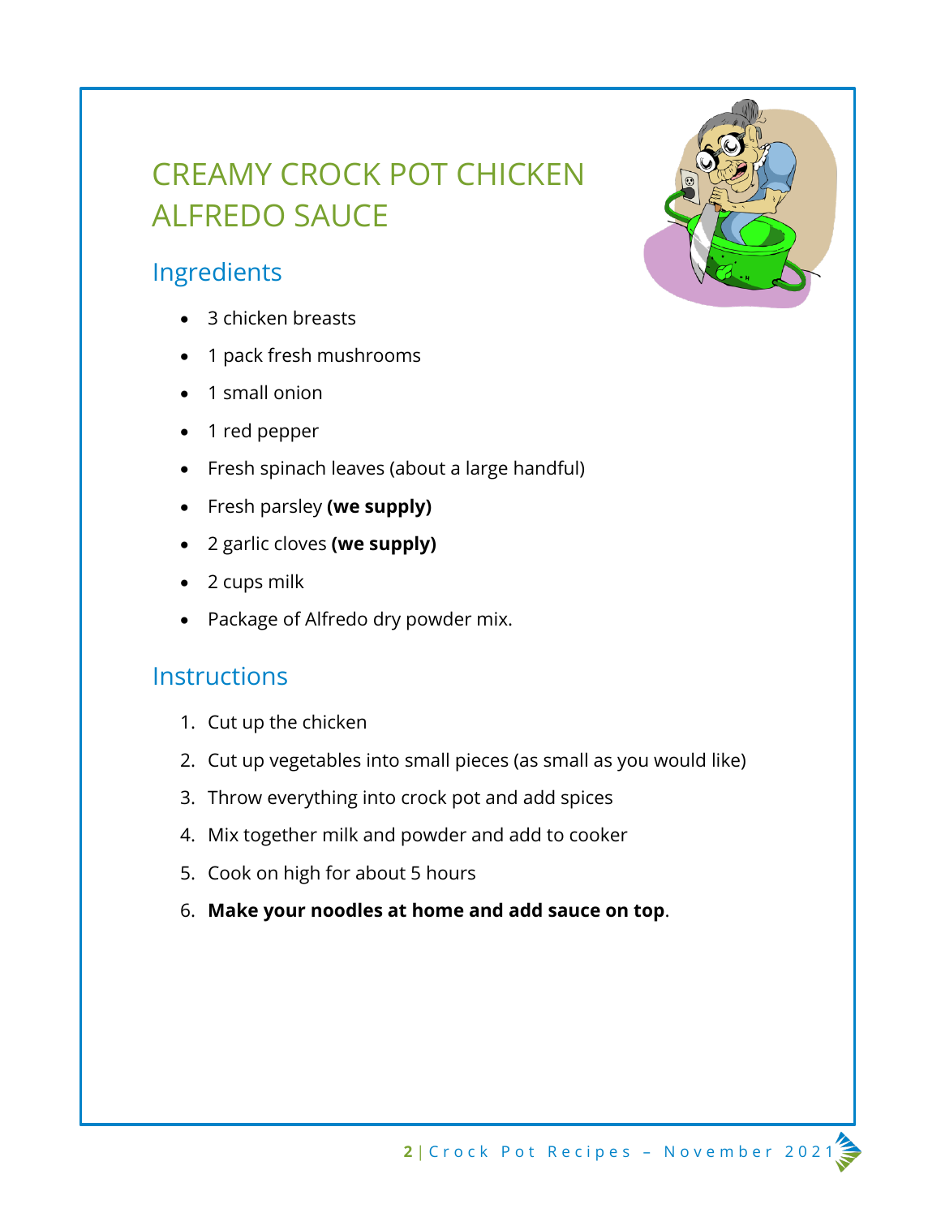# CREAMY CROCK POT CHICKEN ALFREDO SAUCE

## Ingredients

- 3 chicken breasts
- 1 pack fresh mushrooms
- 1 small onion
- 1 red pepper
- Fresh spinach leaves (about a large handful)
- Fresh parsley **(we supply)**
- 2 garlic cloves **(we supply)**
- 2 cups milk
- Package of Alfredo dry powder mix.

## Instructions

1. Cut up the chicken
2. Cut up vegetables into small pieces (as small as you would like)
3. Throw everything into crock pot and add spices
4. Mix together milk and powder and add to cooker
5. Cook on high for about 5 hours
6. **Make your noodles at home and add sauce on top**.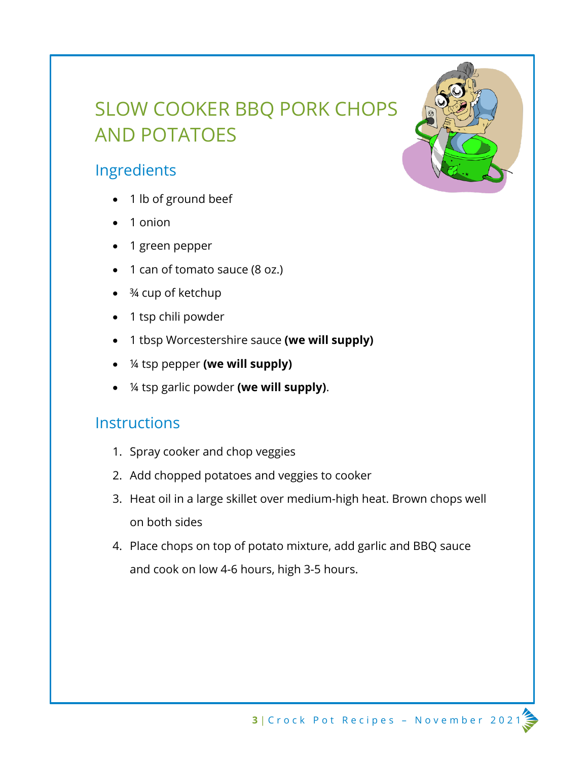# SLOW COOKER BBQ PORK CHOPS AND POTATOES

## Ingredients

- 1 lb of ground beef
- 1 onion
- 1 green pepper
- 1 can of tomato sauce (8 oz.)
- ¾ cup of ketchup
- 1 tsp chili powder
- 1 tbsp Worcestershire sauce **(we will supply)**
- ¼ tsp pepper **(we will supply)**
- ¼ tsp garlic powder **(we will supply)**.

## Instructions

1. Spray cooker and chop veggies
2. Add chopped potatoes and veggies to cooker
3. Heat oil in a large skillet over medium-high heat. Brown chops well on both sides
4. Place chops on top of potato mixture, add garlic and BBQ sauce and cook on low 4-6 hours, high 3-5 hours.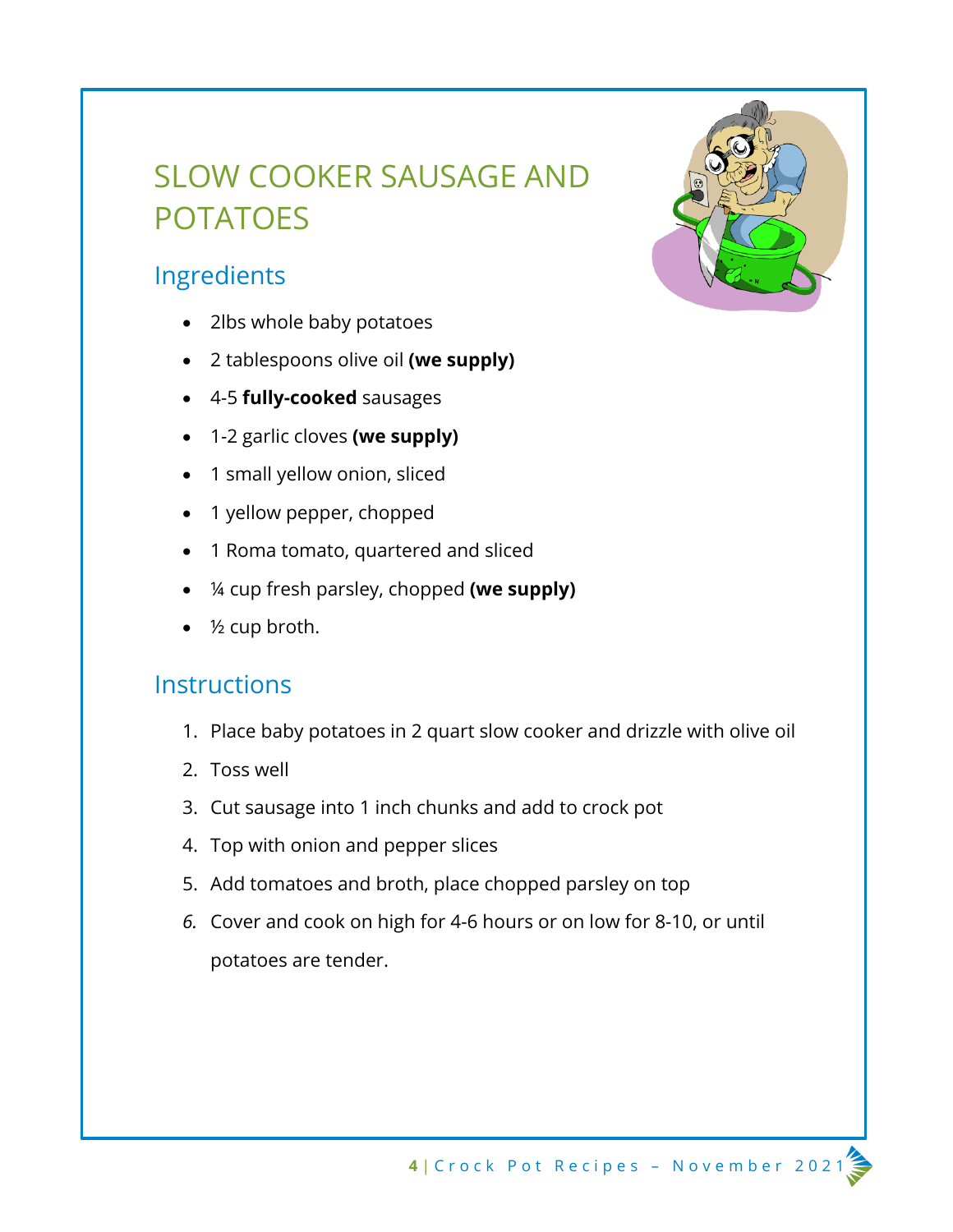# SLOW COOKER SAUSAGE AND POTATOES

## Ingredients

- 2lbs whole baby potatoes
- 2 tablespoons olive oil **(we supply)**
- 4-5 **fully-cooked** sausages
- 1-2 garlic cloves **(we supply)**
- 1 small yellow onion, sliced
- 1 yellow pepper, chopped
- 1 Roma tomato, quartered and sliced
- ¼ cup fresh parsley, chopped **(we supply)**
- ½ cup broth.

## Instructions

1. Place baby potatoes in 2 quart slow cooker and drizzle with olive oil
2. Toss well
3. Cut sausage into 1 inch chunks and add to crock pot
4. Top with onion and pepper slices
5. Add tomatoes and broth, place chopped parsley on top
6. Cover and cook on high for 4-6 hours or on low for 8-10, or until potatoes are tender.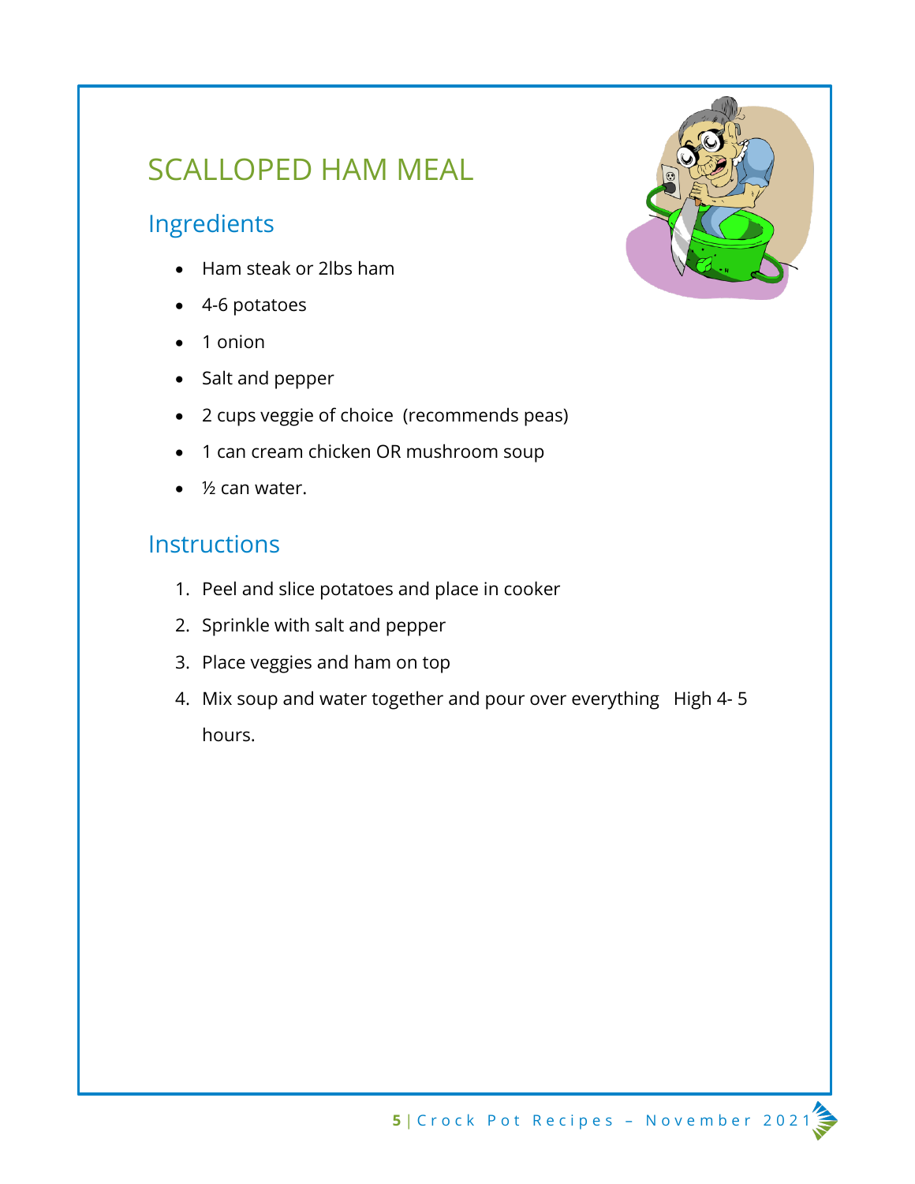# SCALLOPED HAM MEAL

## Ingredients

- Ham steak or 2lbs ham
- 4-6 potatoes
- 1 onion
- Salt and pepper
- 2 cups veggie of choice (recommends peas)
- 1 can cream chicken OR mushroom soup
- ½ can water.

## Instructions

1. Peel and slice potatoes and place in cooker
2. Sprinkle with salt and pepper
3. Place veggies and ham on top
4. Mix soup and water together and pour over everything High 4- 5 hours.